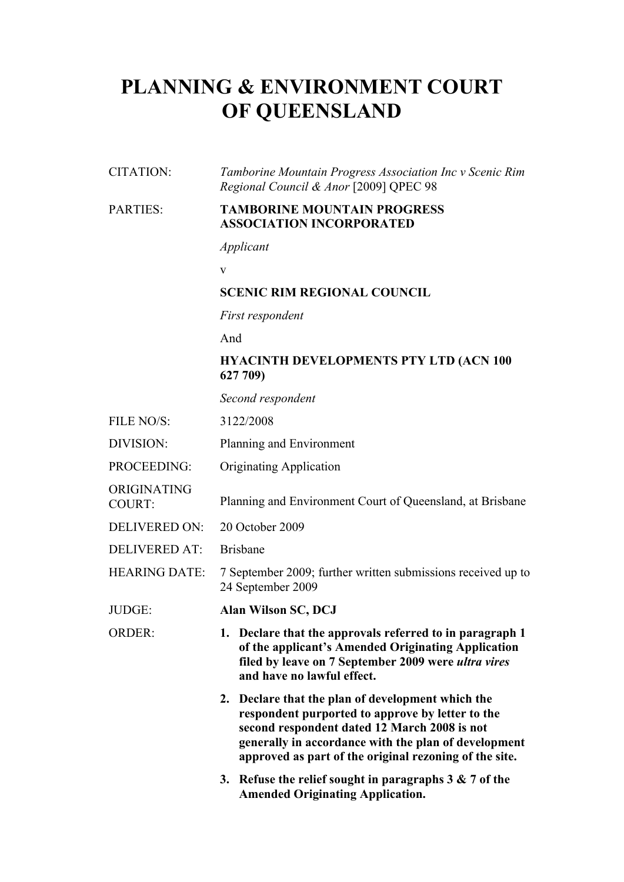# PLANNING & ENVIRONMENT COURT OF QUEENSLAND

| | |
|---|---|
| CITATION: | *Tamborine Mountain Progress Association Inc v Scenic Rim Regional Council & Anor* [2009] QPEC 98 |
| PARTIES: | **TAMBORINE MOUNTAIN PROGRESS ASSOCIATION INCORPORATED**<br>*Applicant*<br>v<br>**SCENIC RIM REGIONAL COUNCIL**<br>*First respondent*<br>And<br>**HYACINTH DEVELOPMENTS PTY LTD (ACN 100 627 709)**<br>*Second respondent* |
| FILE NO/S: | 3122/2008 |
| DIVISION: | Planning and Environment |
| PROCEEDING: | Originating Application |
| ORIGINATING COURT: | Planning and Environment Court of Queensland, at Brisbane |
| DELIVERED ON: | 20 October 2009 |
| DELIVERED AT: | Brisbane |
| HEARING DATE: | 7 September 2009; further written submissions received up to 24 September 2009 |
| JUDGE: | **Alan Wilson SC, DCJ** |
| ORDER: | **1. Declare that the approvals referred to in paragraph 1 of the applicant's Amended Originating Application filed by leave on 7 September 2009 were *ultra vires* and have no lawful effect.**<br>**2. Declare that the plan of development which the respondent purported to approve by letter to the second respondent dated 12 March 2008 is not generally in accordance with the plan of development approved as part of the original rezoning of the site.**<br>**3. Refuse the relief sought in paragraphs 3 & 7 of the Amended Originating Application.** |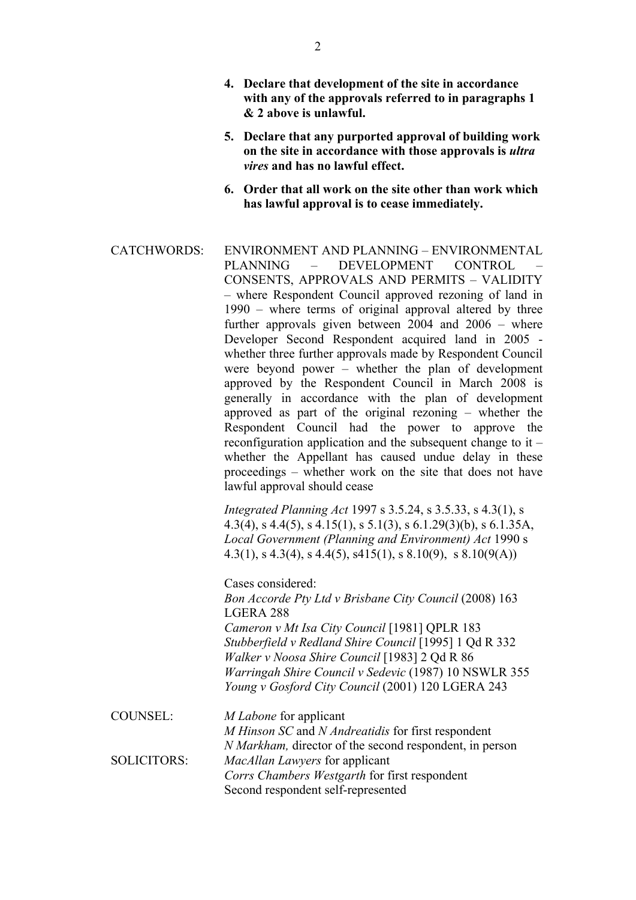4. **Declare that development of the site in accordance with any of the approvals referred to in paragraphs 1 & 2 above is unlawful.**

5. **Declare that any purported approval of building work on the site in accordance with those approvals is *ultra vires* and has no lawful effect.**

6. **Order that all work on the site other than work which has lawful approval is to cease immediately.**

CATCHWORDS: ENVIRONMENT AND PLANNING – ENVIRONMENTAL PLANNING – DEVELOPMENT CONTROL – CONSENTS, APPROVALS AND PERMITS – VALIDITY – where Respondent Council approved rezoning of land in 1990 – where terms of original approval altered by three further approvals given between 2004 and 2006 – where Developer Second Respondent acquired land in 2005 - whether three further approvals made by Respondent Council were beyond power – whether the plan of development approved by the Respondent Council in March 2008 is generally in accordance with the plan of development approved as part of the original rezoning – whether the Respondent Council had the power to approve the reconfiguration application and the subsequent change to it – whether the Appellant has caused undue delay in these proceedings – whether work on the site that does not have lawful approval should cease

*Integrated Planning Act* 1997 s 3.5.24, s 3.5.33, s 4.3(1), s 4.3(4), s 4.4(5), s 4.15(1), s 5.1(3), s 6.1.29(3)(b), s 6.1.35A, *Local Government (Planning and Environment) Act* 1990 s 4.3(1), s 4.3(4), s 4.4(5), s415(1), s 8.10(9), s 8.10(9(A))

Cases considered:
*Bon Accorde Pty Ltd v Brisbane City Council* (2008) 163 LGERA 288
*Cameron v Mt Isa City Council* [1981] QPLR 183
*Stubberfield v Redland Shire Council* [1995] 1 Qd R 332
*Walker v Noosa Shire Council* [1983] 2 Qd R 86
*Warringah Shire Council v Sedevic* (1987) 10 NSWLR 355
*Young v Gosford City Council* (2001) 120 LGERA 243

COUNSEL: *M Labone* for applicant
*M Hinson SC* and *N Andreatidis* for first respondent
*N Markham,* director of the second respondent, in person

SOLICITORS: *MacAllan Lawyers* for applicant
*Corrs Chambers Westgarth* for first respondent
Second respondent self-represented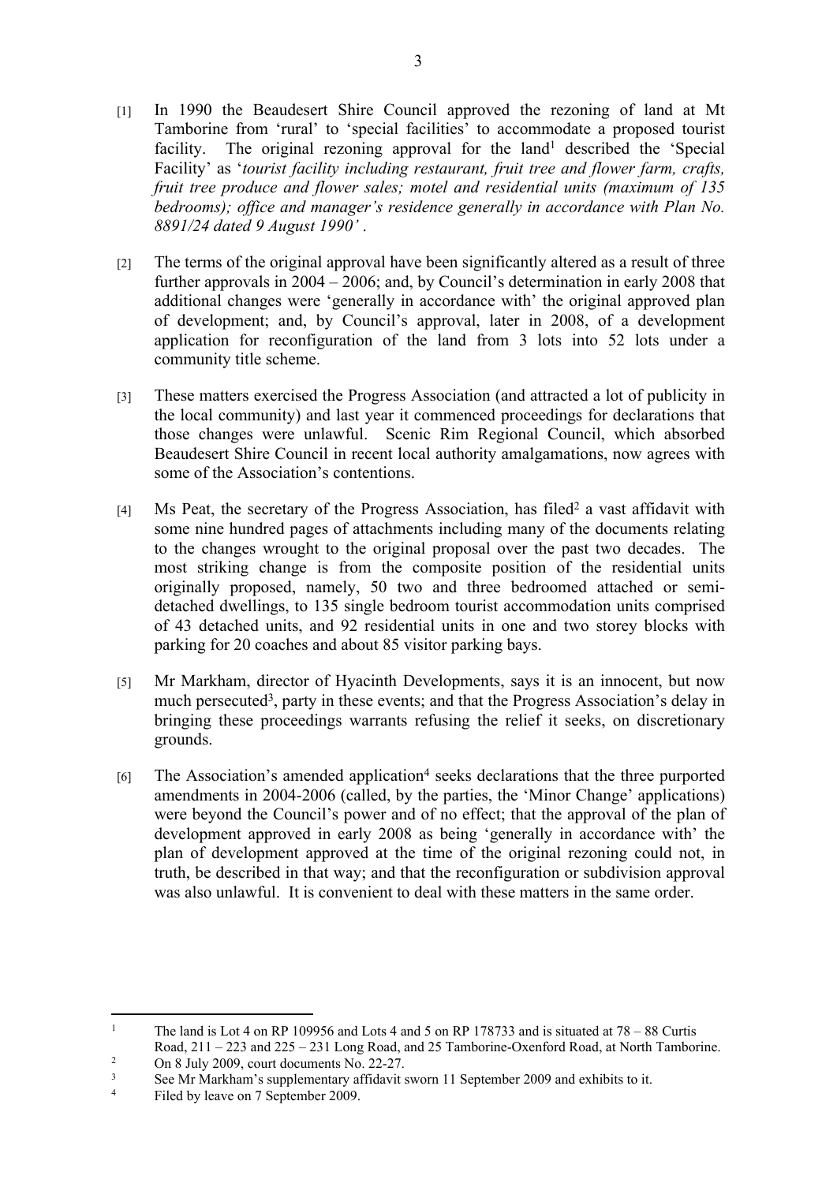[1] In 1990 the Beaudesert Shire Council approved the rezoning of land at Mt Tamborine from 'rural' to 'special facilities' to accommodate a proposed tourist facility. The original rezoning approval for the land[1] described the 'Special Facility' as '*tourist facility including restaurant, fruit tree and flower farm, crafts, fruit tree produce and flower sales; motel and residential units (maximum of 135 bedrooms); office and manager's residence generally in accordance with Plan No. 8891/24 dated 9 August 1990*' .

[2] The terms of the original approval have been significantly altered as a result of three further approvals in 2004 – 2006; and, by Council's determination in early 2008 that additional changes were 'generally in accordance with' the original approved plan of development; and, by Council's approval, later in 2008, of a development application for reconfiguration of the land from 3 lots into 52 lots under a community title scheme.

[3] These matters exercised the Progress Association (and attracted a lot of publicity in the local community) and last year it commenced proceedings for declarations that those changes were unlawful. Scenic Rim Regional Council, which absorbed Beaudesert Shire Council in recent local authority amalgamations, now agrees with some of the Association's contentions.

[4] Ms Peat, the secretary of the Progress Association, has filed[2] a vast affidavit with some nine hundred pages of attachments including many of the documents relating to the changes wrought to the original proposal over the past two decades. The most striking change is from the composite position of the residential units originally proposed, namely, 50 two and three bedroomed attached or semi-detached dwellings, to 135 single bedroom tourist accommodation units comprised of 43 detached units, and 92 residential units in one and two storey blocks with parking for 20 coaches and about 85 visitor parking bays.

[5] Mr Markham, director of Hyacinth Developments, says it is an innocent, but now much persecuted[3], party in these events; and that the Progress Association's delay in bringing these proceedings warrants refusing the relief it seeks, on discretionary grounds.

[6] The Association's amended application[4] seeks declarations that the three purported amendments in 2004-2006 (called, by the parties, the 'Minor Change' applications) were beyond the Council's power and of no effect; that the approval of the plan of development approved in early 2008 as being 'generally in accordance with' the plan of development approved at the time of the original rezoning could not, in truth, be described in that way; and that the reconfiguration or subdivision approval was also unlawful. It is convenient to deal with these matters in the same order.

---

[1] The land is Lot 4 on RP 109956 and Lots 4 and 5 on RP 178733 and is situated at 78 – 88 Curtis Road, 211 – 223 and 225 – 231 Long Road, and 25 Tamborine-Oxenford Road, at North Tamborine.

[2] On 8 July 2009, court documents No. 22-27.

[3] See Mr Markham's supplementary affidavit sworn 11 September 2009 and exhibits to it.

[4] Filed by leave on 7 September 2009.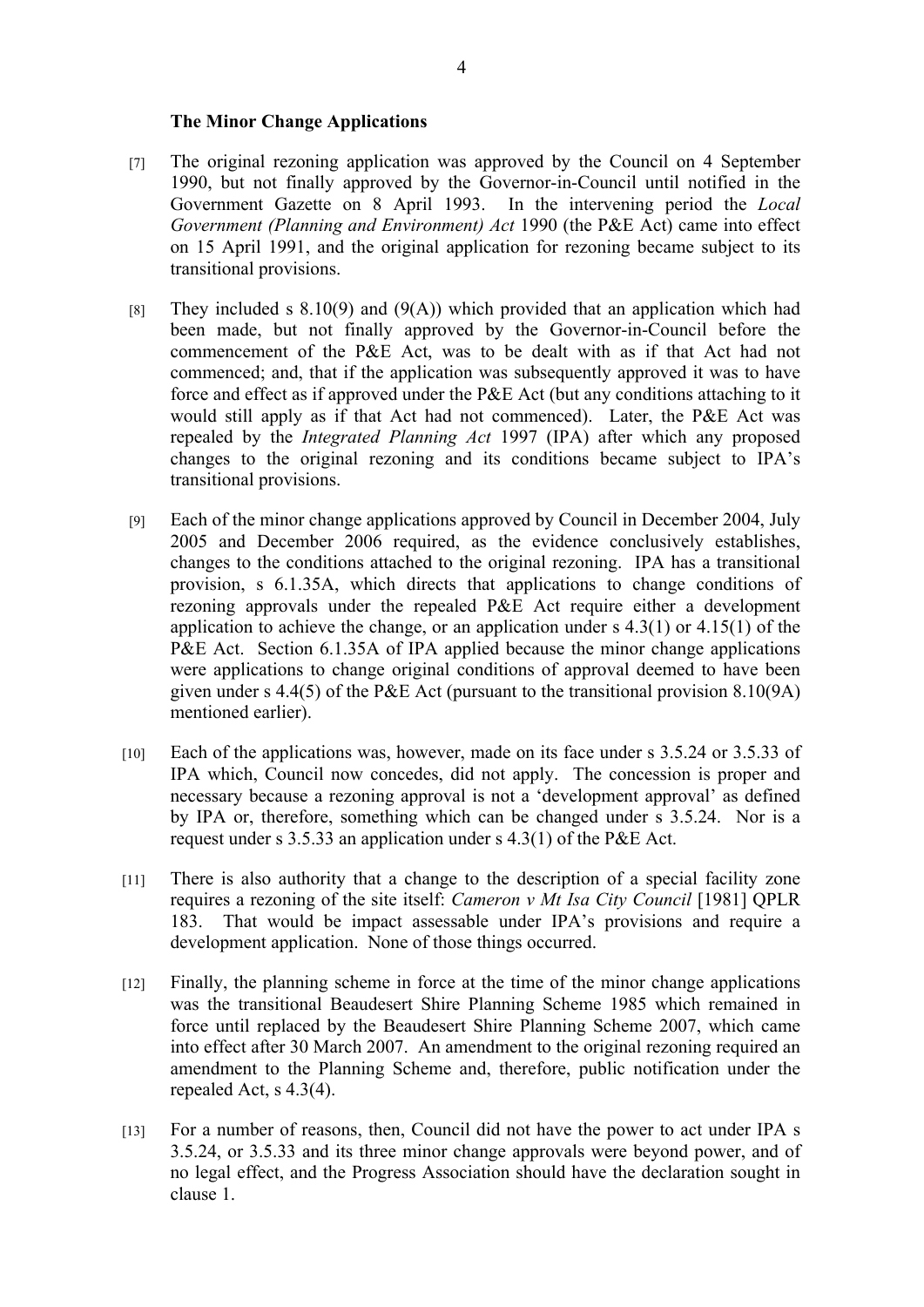### The Minor Change Applications

[7] The original rezoning application was approved by the Council on 4 September 1990, but not finally approved by the Governor-in-Council until notified in the Government Gazette on 8 April 1993. In the intervening period the *Local Government (Planning and Environment) Act* 1990 (the P&E Act) came into effect on 15 April 1991, and the original application for rezoning became subject to its transitional provisions.

[8] They included s 8.10(9) and (9(A)) which provided that an application which had been made, but not finally approved by the Governor-in-Council before the commencement of the P&E Act, was to be dealt with as if that Act had not commenced; and, that if the application was subsequently approved it was to have force and effect as if approved under the P&E Act (but any conditions attaching to it would still apply as if that Act had not commenced). Later, the P&E Act was repealed by the *Integrated Planning Act* 1997 (IPA) after which any proposed changes to the original rezoning and its conditions became subject to IPA's transitional provisions.

[9] Each of the minor change applications approved by Council in December 2004, July 2005 and December 2006 required, as the evidence conclusively establishes, changes to the conditions attached to the original rezoning. IPA has a transitional provision, s 6.1.35A, which directs that applications to change conditions of rezoning approvals under the repealed P&E Act require either a development application to achieve the change, or an application under s 4.3(1) or 4.15(1) of the P&E Act. Section 6.1.35A of IPA applied because the minor change applications were applications to change original conditions of approval deemed to have been given under s 4.4(5) of the P&E Act (pursuant to the transitional provision 8.10(9A) mentioned earlier).

[10] Each of the applications was, however, made on its face under s 3.5.24 or 3.5.33 of IPA which, Council now concedes, did not apply. The concession is proper and necessary because a rezoning approval is not a 'development approval' as defined by IPA or, therefore, something which can be changed under s 3.5.24. Nor is a request under s 3.5.33 an application under s 4.3(1) of the P&E Act.

[11] There is also authority that a change to the description of a special facility zone requires a rezoning of the site itself: *Cameron v Mt Isa City Council* [1981] QPLR 183. That would be impact assessable under IPA's provisions and require a development application. None of those things occurred.

[12] Finally, the planning scheme in force at the time of the minor change applications was the transitional Beaudesert Shire Planning Scheme 1985 which remained in force until replaced by the Beaudesert Shire Planning Scheme 2007, which came into effect after 30 March 2007. An amendment to the original rezoning required an amendment to the Planning Scheme and, therefore, public notification under the repealed Act, s 4.3(4).

[13] For a number of reasons, then, Council did not have the power to act under IPA s 3.5.24, or 3.5.33 and its three minor change approvals were beyond power, and of no legal effect, and the Progress Association should have the declaration sought in clause 1.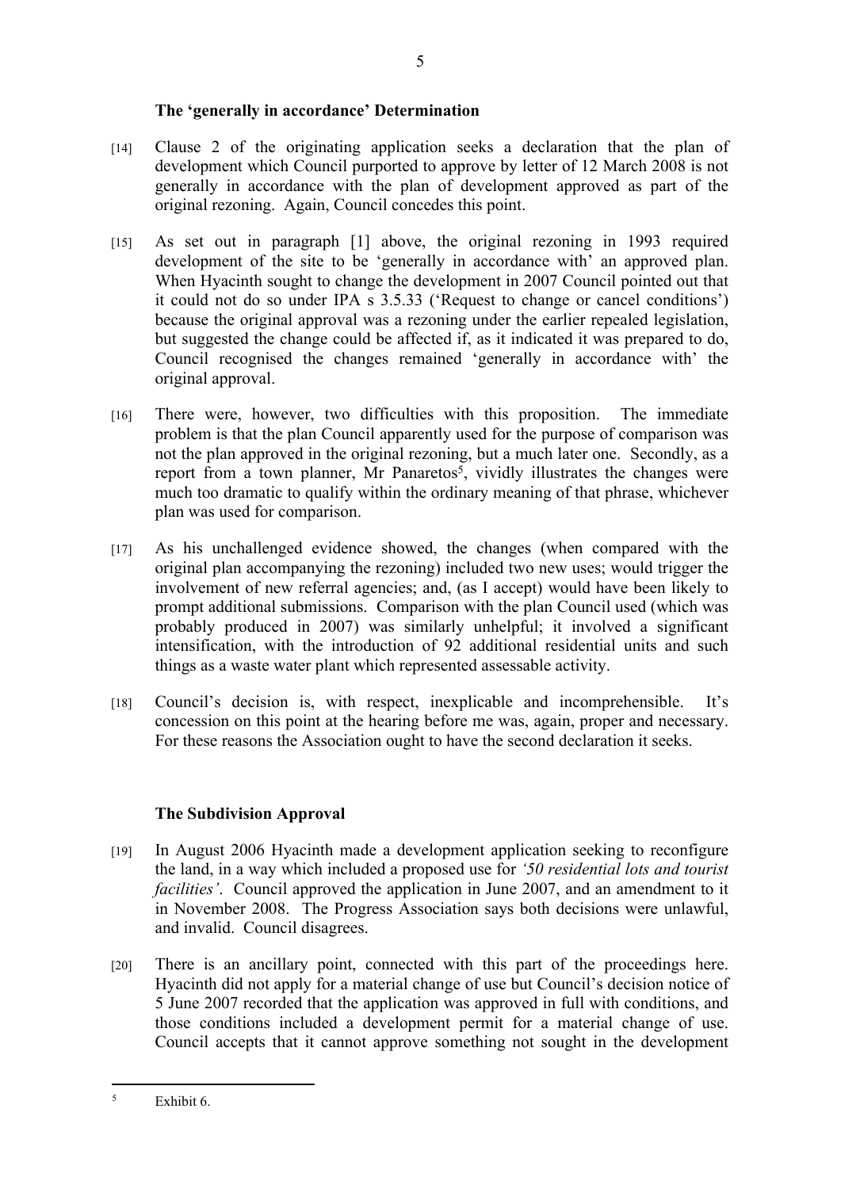### The 'generally in accordance' Determination

[14] Clause 2 of the originating application seeks a declaration that the plan of development which Council purported to approve by letter of 12 March 2008 is not generally in accordance with the plan of development approved as part of the original rezoning. Again, Council concedes this point.

[15] As set out in paragraph [1] above, the original rezoning in 1993 required development of the site to be 'generally in accordance with' an approved plan. When Hyacinth sought to change the development in 2007 Council pointed out that it could not do so under IPA s 3.5.33 ('Request to change or cancel conditions') because the original approval was a rezoning under the earlier repealed legislation, but suggested the change could be affected if, as it indicated it was prepared to do, Council recognised the changes remained 'generally in accordance with' the original approval.

[16] There were, however, two difficulties with this proposition. The immediate problem is that the plan Council apparently used for the purpose of comparison was not the plan approved in the original rezoning, but a much later one. Secondly, as a report from a town planner, Mr Panaretos[5], vividly illustrates the changes were much too dramatic to qualify within the ordinary meaning of that phrase, whichever plan was used for comparison.

[17] As his unchallenged evidence showed, the changes (when compared with the original plan accompanying the rezoning) included two new uses; would trigger the involvement of new referral agencies; and, (as I accept) would have been likely to prompt additional submissions. Comparison with the plan Council used (which was probably produced in 2007) was similarly unhelpful; it involved a significant intensification, with the introduction of 92 additional residential units and such things as a waste water plant which represented assessable activity.

[18] Council's decision is, with respect, inexplicable and incomprehensible. It's concession on this point at the hearing before me was, again, proper and necessary. For these reasons the Association ought to have the second declaration it seeks.

### The Subdivision Approval

[19] In August 2006 Hyacinth made a development application seeking to reconfigure the land, in a way which included a proposed use for *'50 residential lots and tourist facilities'*. Council approved the application in June 2007, and an amendment to it in November 2008. The Progress Association says both decisions were unlawful, and invalid. Council disagrees.

[20] There is an ancillary point, connected with this part of the proceedings here. Hyacinth did not apply for a material change of use but Council's decision notice of 5 June 2007 recorded that the application was approved in full with conditions, and those conditions included a development permit for a material change of use. Council accepts that it cannot approve something not sought in the development

---

[5] Exhibit 6.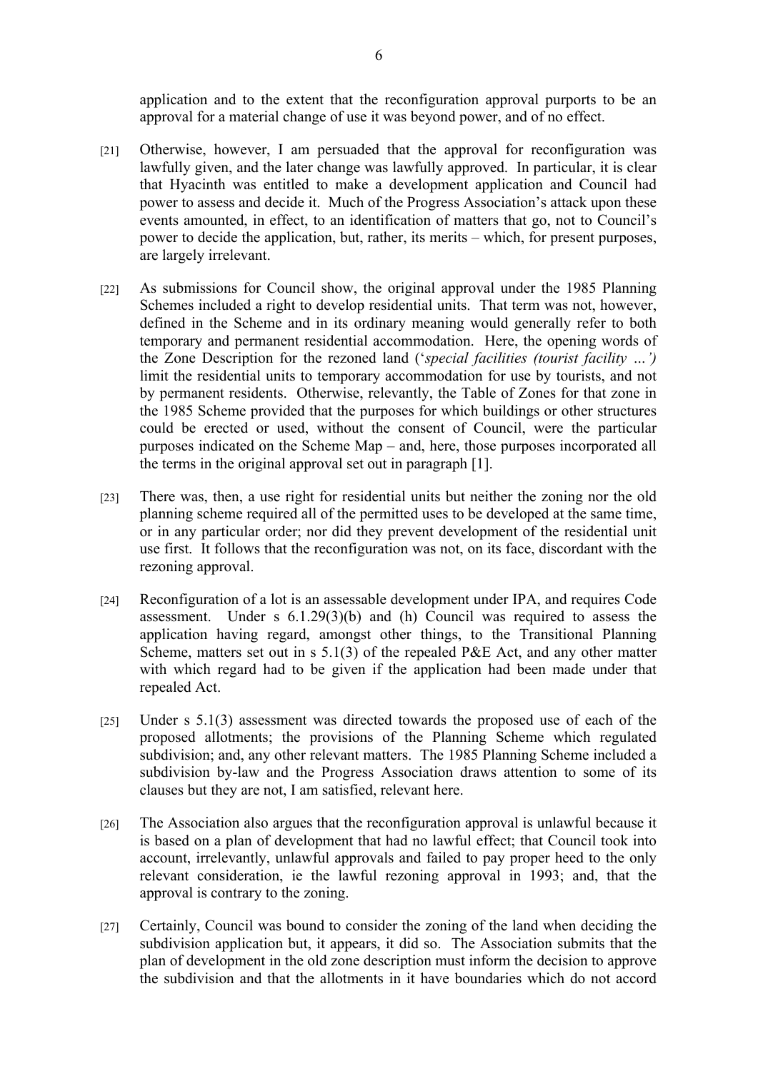application and to the extent that the reconfiguration approval purports to be an approval for a material change of use it was beyond power, and of no effect.

[21] Otherwise, however, I am persuaded that the approval for reconfiguration was lawfully given, and the later change was lawfully approved. In particular, it is clear that Hyacinth was entitled to make a development application and Council had power to assess and decide it. Much of the Progress Association's attack upon these events amounted, in effect, to an identification of matters that go, not to Council's power to decide the application, but, rather, its merits – which, for present purposes, are largely irrelevant.

[22] As submissions for Council show, the original approval under the 1985 Planning Schemes included a right to develop residential units. That term was not, however, defined in the Scheme and in its ordinary meaning would generally refer to both temporary and permanent residential accommodation. Here, the opening words of the Zone Description for the rezoned land ('*special facilities (tourist facility …')* limit the residential units to temporary accommodation for use by tourists, and not by permanent residents. Otherwise, relevantly, the Table of Zones for that zone in the 1985 Scheme provided that the purposes for which buildings or other structures could be erected or used, without the consent of Council, were the particular purposes indicated on the Scheme Map – and, here, those purposes incorporated all the terms in the original approval set out in paragraph [1].

[23] There was, then, a use right for residential units but neither the zoning nor the old planning scheme required all of the permitted uses to be developed at the same time, or in any particular order; nor did they prevent development of the residential unit use first. It follows that the reconfiguration was not, on its face, discordant with the rezoning approval.

[24] Reconfiguration of a lot is an assessable development under IPA, and requires Code assessment. Under s 6.1.29(3)(b) and (h) Council was required to assess the application having regard, amongst other things, to the Transitional Planning Scheme, matters set out in s 5.1(3) of the repealed P&E Act, and any other matter with which regard had to be given if the application had been made under that repealed Act.

[25] Under s 5.1(3) assessment was directed towards the proposed use of each of the proposed allotments; the provisions of the Planning Scheme which regulated subdivision; and, any other relevant matters. The 1985 Planning Scheme included a subdivision by-law and the Progress Association draws attention to some of its clauses but they are not, I am satisfied, relevant here.

[26] The Association also argues that the reconfiguration approval is unlawful because it is based on a plan of development that had no lawful effect; that Council took into account, irrelevantly, unlawful approvals and failed to pay proper heed to the only relevant consideration, ie the lawful rezoning approval in 1993; and, that the approval is contrary to the zoning.

[27] Certainly, Council was bound to consider the zoning of the land when deciding the subdivision application but, it appears, it did so. The Association submits that the plan of development in the old zone description must inform the decision to approve the subdivision and that the allotments in it have boundaries which do not accord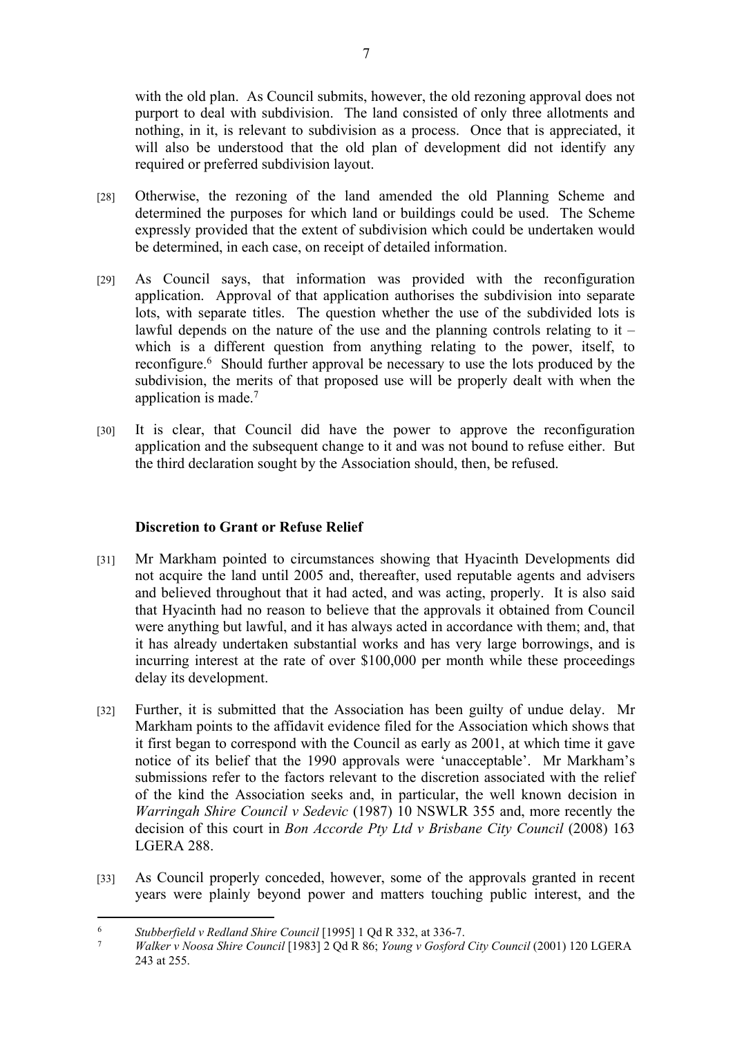with the old plan. As Council submits, however, the old rezoning approval does not purport to deal with subdivision. The land consisted of only three allotments and nothing, in it, is relevant to subdivision as a process. Once that is appreciated, it will also be understood that the old plan of development did not identify any required or preferred subdivision layout.

[28] Otherwise, the rezoning of the land amended the old Planning Scheme and determined the purposes for which land or buildings could be used. The Scheme expressly provided that the extent of subdivision which could be undertaken would be determined, in each case, on receipt of detailed information.

[29] As Council says, that information was provided with the reconfiguration application. Approval of that application authorises the subdivision into separate lots, with separate titles. The question whether the use of the subdivided lots is lawful depends on the nature of the use and the planning controls relating to it – which is a different question from anything relating to the power, itself, to reconfigure.[6] Should further approval be necessary to use the lots produced by the subdivision, the merits of that proposed use will be properly dealt with when the application is made.[7]

[30] It is clear, that Council did have the power to approve the reconfiguration application and the subsequent change to it and was not bound to refuse either. But the third declaration sought by the Association should, then, be refused.

### Discretion to Grant or Refuse Relief

[31] Mr Markham pointed to circumstances showing that Hyacinth Developments did not acquire the land until 2005 and, thereafter, used reputable agents and advisers and believed throughout that it had acted, and was acting, properly. It is also said that Hyacinth had no reason to believe that the approvals it obtained from Council were anything but lawful, and it has always acted in accordance with them; and, that it has already undertaken substantial works and has very large borrowings, and is incurring interest at the rate of over $100,000 per month while these proceedings delay its development.

[32] Further, it is submitted that the Association has been guilty of undue delay. Mr Markham points to the affidavit evidence filed for the Association which shows that it first began to correspond with the Council as early as 2001, at which time it gave notice of its belief that the 1990 approvals were 'unacceptable'. Mr Markham's submissions refer to the factors relevant to the discretion associated with the relief of the kind the Association seeks and, in particular, the well known decision in *Warringah Shire Council v Sedevic* (1987) 10 NSWLR 355 and, more recently the decision of this court in *Bon Accorde Pty Ltd v Brisbane City Council* (2008) 163 LGERA 288.

[33] As Council properly conceded, however, some of the approvals granted in recent years were plainly beyond power and matters touching public interest, and the

---

[6] *Stubberfield v Redland Shire Council* [1995] 1 Qd R 332, at 336-7.

[7] *Walker v Noosa Shire Council* [1983] 2 Qd R 86; *Young v Gosford City Council* (2001) 120 LGERA 243 at 255.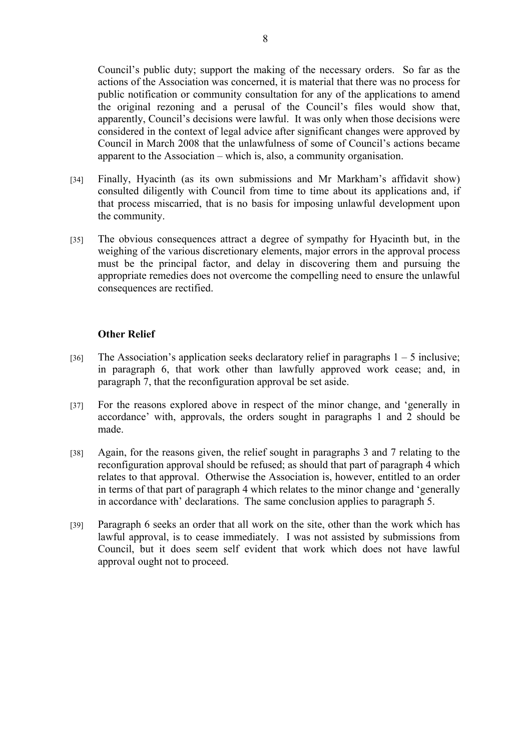Council's public duty; support the making of the necessary orders. So far as the actions of the Association was concerned, it is material that there was no process for public notification or community consultation for any of the applications to amend the original rezoning and a perusal of the Council's files would show that, apparently, Council's decisions were lawful. It was only when those decisions were considered in the context of legal advice after significant changes were approved by Council in March 2008 that the unlawfulness of some of Council's actions became apparent to the Association – which is, also, a community organisation.

[34] Finally, Hyacinth (as its own submissions and Mr Markham's affidavit show) consulted diligently with Council from time to time about its applications and, if that process miscarried, that is no basis for imposing unlawful development upon the community.

[35] The obvious consequences attract a degree of sympathy for Hyacinth but, in the weighing of the various discretionary elements, major errors in the approval process must be the principal factor, and delay in discovering them and pursuing the appropriate remedies does not overcome the compelling need to ensure the unlawful consequences are rectified.

**Other Relief**

[36] The Association's application seeks declaratory relief in paragraphs 1 – 5 inclusive; in paragraph 6, that work other than lawfully approved work cease; and, in paragraph 7, that the reconfiguration approval be set aside.

[37] For the reasons explored above in respect of the minor change, and 'generally in accordance' with, approvals, the orders sought in paragraphs 1 and 2 should be made.

[38] Again, for the reasons given, the relief sought in paragraphs 3 and 7 relating to the reconfiguration approval should be refused; as should that part of paragraph 4 which relates to that approval. Otherwise the Association is, however, entitled to an order in terms of that part of paragraph 4 which relates to the minor change and 'generally in accordance with' declarations. The same conclusion applies to paragraph 5.

[39] Paragraph 6 seeks an order that all work on the site, other than the work which has lawful approval, is to cease immediately. I was not assisted by submissions from Council, but it does seem self evident that work which does not have lawful approval ought not to proceed.